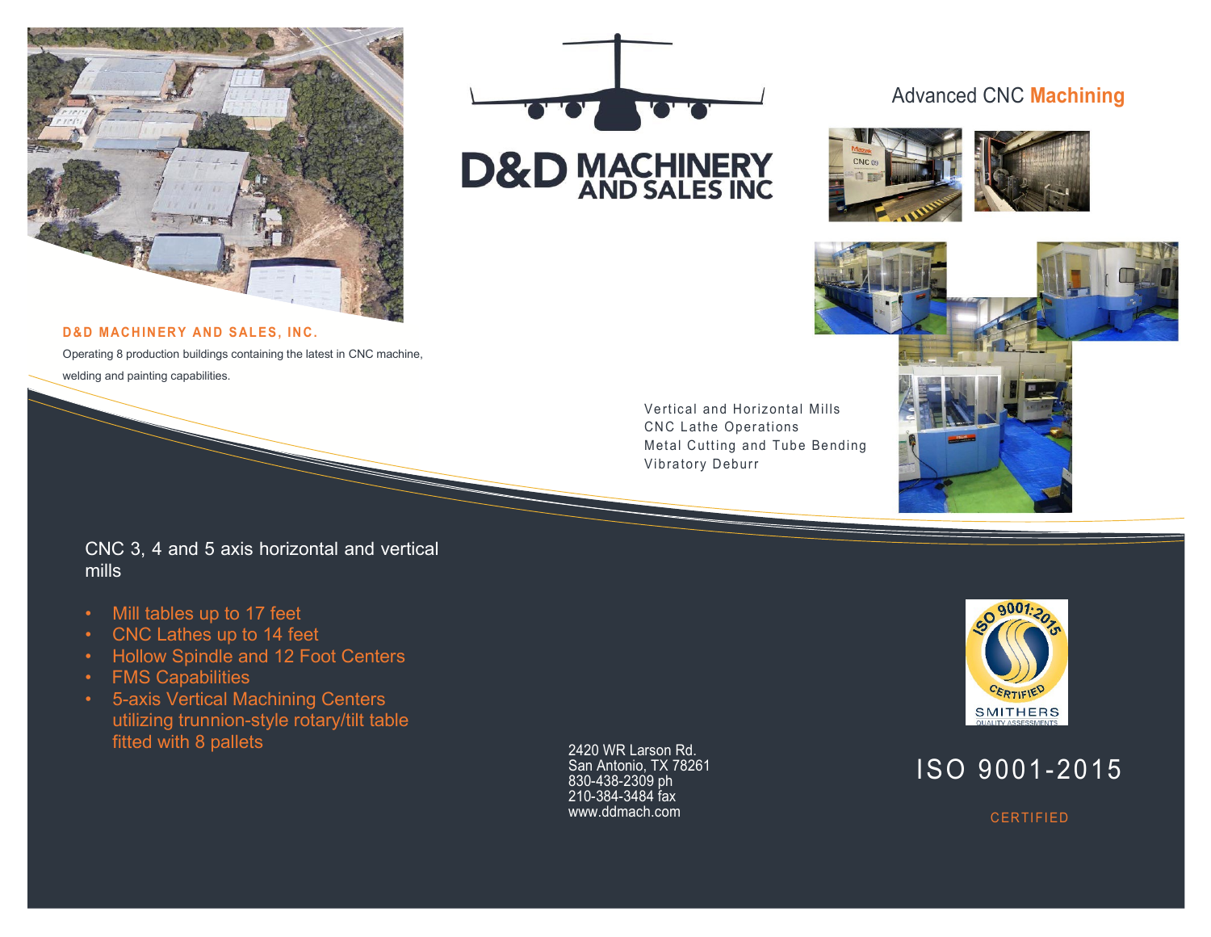# D&D MACHINERY AND SALES INC

## D&D MACHINERY AND SALES, INC.

Operating 8 production buildings containing the latest in CNC machine, welding and painting capabilities.

## Advanced CNC Machining

Vertical and Horizontal Mills
CNC Lathe Operations
Metal Cutting and Tube Bending
Vibratory Deburr

CNC 3, 4 and 5 axis horizontal and vertical mills

- Mill tables up to 17 feet
- CNC Lathes up to 14 feet
- Hollow Spindle and 12 Foot Centers
- FMS Capabilities
- 5-axis Vertical Machining Centers utilizing trunnion-style rotary/tilt table fitted with 8 pallets

2420 WR Larson Rd.
San Antonio, TX 78261
830-438-2309 ph
210-384-3484 fax
www.ddmach.com

ISO 9001:2015 CERTIFIED
SMITHERS
QUALITY ASSESSMENTS

ISO 9001-2015

CERTIFIED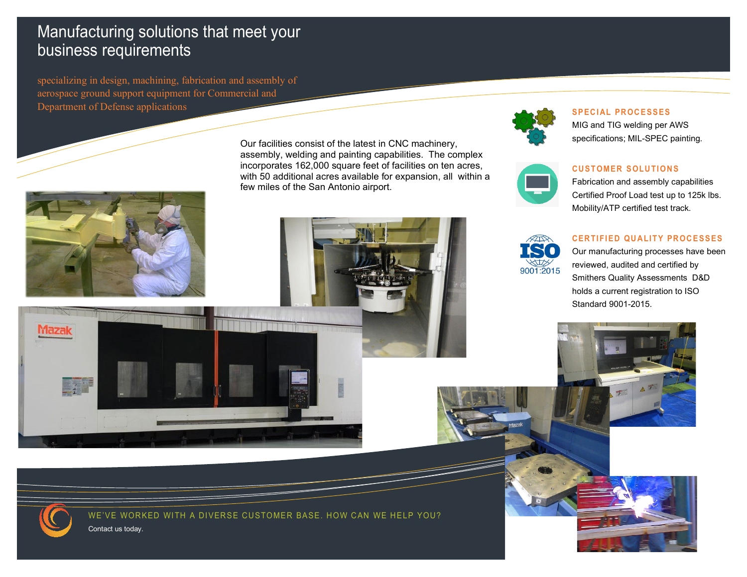# Manufacturing solutions that meet your business requirements

specializing in design, machining, fabrication and assembly of aerospace ground support equipment for Commercial and Department of Defense applications

Our facilities consist of the latest in CNC machinery, assembly, welding and painting capabilities. The complex incorporates 162,000 square feet of facilities on ten acres, with 50 additional acres available for expansion, all within a few miles of the San Antonio airport.

### SPECIAL PROCESSES

MIG and TIG welding per AWS specifications; MIL-SPEC painting.

### CUSTOMER SOLUTIONS

Fabrication and assembly capabilities

Certified Proof Load test up to 125k lbs.

Mobility/ATP certified test track.

### CERTIFIED QUALITY PROCESSES

Our manufacturing processes have been reviewed, audited and certified by Smithers Quality Assessments D&D holds a current registration to ISO Standard 9001-2015.

ISO 9001:2015

WE'VE WORKED WITH A DIVERSE CUSTOMER BASE. HOW CAN WE HELP YOU?

Contact us today.